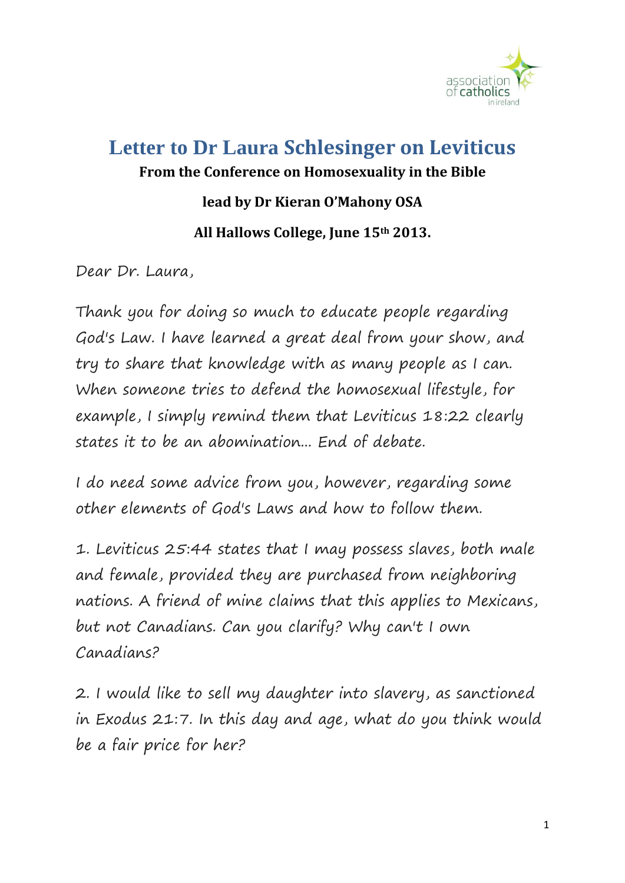# Letter to Dr Laura Schlesinger on Leviticus

**From the Conference on Homosexuality in the Bible**

**lead by Dr Kieran O'Mahony OSA**

**All Hallows College, June 15th 2013.**

Dear Dr. Laura,

Thank you for doing so much to educate people regarding God's Law. I have learned a great deal from your show, and try to share that knowledge with as many people as I can. When someone tries to defend the homosexual lifestyle, for example, I simply remind them that Leviticus 18:22 clearly states it to be an abomination... End of debate.

I do need some advice from you, however, regarding some other elements of God's Laws and how to follow them.

1. Leviticus 25:44 states that I may possess slaves, both male and female, provided they are purchased from neighboring nations. A friend of mine claims that this applies to Mexicans, but not Canadians. Can you clarify? Why can't I own Canadians?

2. I would like to sell my daughter into slavery, as sanctioned in Exodus 21:7. In this day and age, what do you think would be a fair price for her?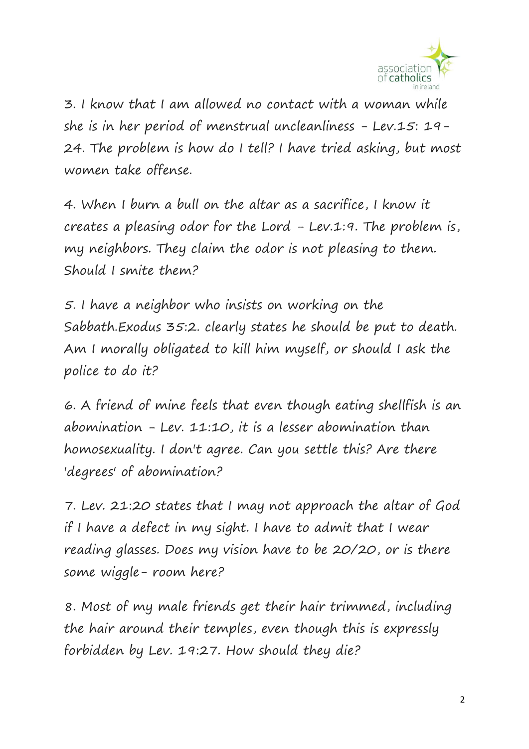3. I know that I am allowed no contact with a woman while she is in her period of menstrual uncleanliness - Lev.15: 19-24. The problem is how do I tell? I have tried asking, but most women take offense.

4. When I burn a bull on the altar as a sacrifice, I know it creates a pleasing odor for the Lord - Lev.1:9. The problem is, my neighbors. They claim the odor is not pleasing to them. Should I smite them?

5. I have a neighbor who insists on working on the Sabbath.Exodus 35:2. clearly states he should be put to death. Am I morally obligated to kill him myself, or should I ask the police to do it?

6. A friend of mine feels that even though eating shellfish is an abomination - Lev. 11:10, it is a lesser abomination than homosexuality. I don't agree. Can you settle this? Are there 'degrees' of abomination?

7. Lev. 21:20 states that I may not approach the altar of God if I have a defect in my sight. I have to admit that I wear reading glasses. Does my vision have to be 20/20, or is there some wiggle- room here?

8. Most of my male friends get their hair trimmed, including the hair around their temples, even though this is expressly forbidden by Lev. 19:27. How should they die?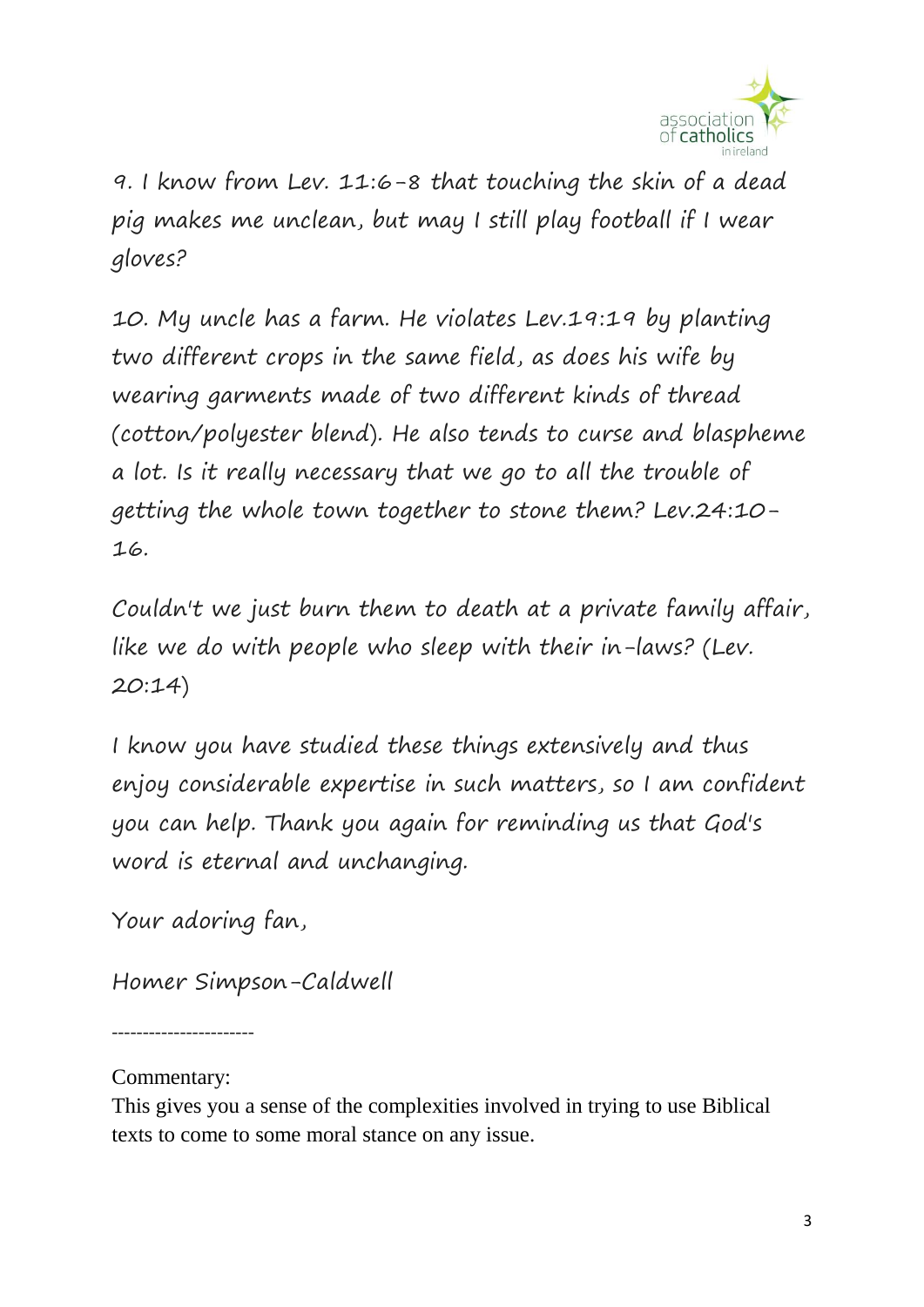9. I know from Lev. 11:6-8 that touching the skin of a dead pig makes me unclean, but may I still play football if I wear gloves?

10. My uncle has a farm. He violates Lev.19:19 by planting two different crops in the same field, as does his wife by wearing garments made of two different kinds of thread (cotton/polyester blend). He also tends to curse and blaspheme a lot. Is it really necessary that we go to all the trouble of getting the whole town together to stone them? Lev.24:10-16.

Couldn't we just burn them to death at a private family affair, like we do with people who sleep with their in-laws? (Lev. 20:14)

I know you have studied these things extensively and thus enjoy considerable expertise in such matters, so I am confident you can help. Thank you again for reminding us that God's word is eternal and unchanging.

Your adoring fan,

Homer Simpson-Caldwell

-----------------------

Commentary:

This gives you a sense of the complexities involved in trying to use Biblical texts to come to some moral stance on any issue.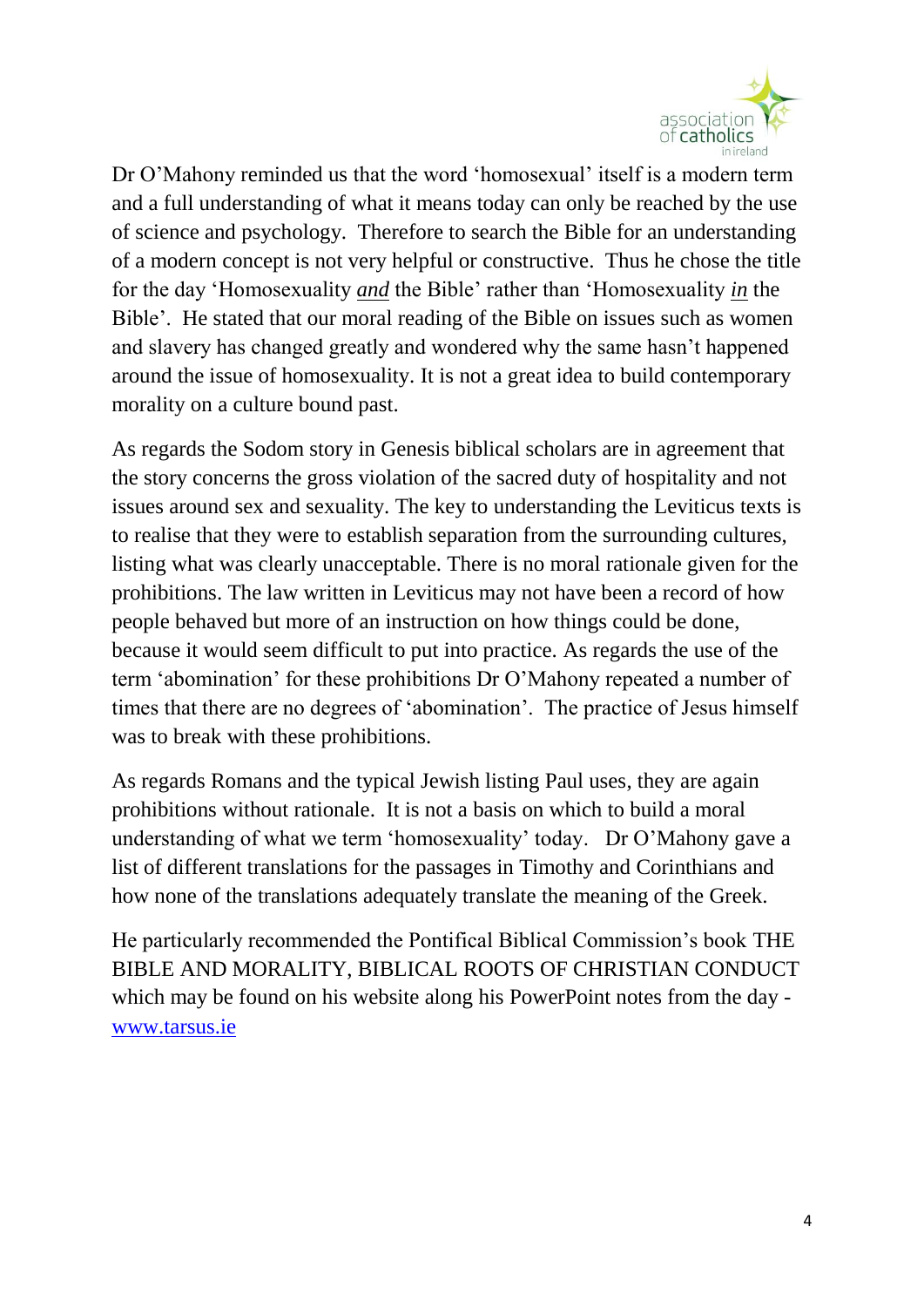Dr O'Mahony reminded us that the word 'homosexual' itself is a modern term and a full understanding of what it means today can only be reached by the use of science and psychology. Therefore to search the Bible for an understanding of a modern concept is not very helpful or constructive. Thus he chose the title for the day 'Homosexuality ***and*** the Bible' rather than 'Homosexuality ***in*** the Bible'. He stated that our moral reading of the Bible on issues such as women and slavery has changed greatly and wondered why the same hasn't happened around the issue of homosexuality. It is not a great idea to build contemporary morality on a culture bound past.

As regards the Sodom story in Genesis biblical scholars are in agreement that the story concerns the gross violation of the sacred duty of hospitality and not issues around sex and sexuality. The key to understanding the Leviticus texts is to realise that they were to establish separation from the surrounding cultures, listing what was clearly unacceptable. There is no moral rationale given for the prohibitions. The law written in Leviticus may not have been a record of how people behaved but more of an instruction on how things could be done, because it would seem difficult to put into practice. As regards the use of the term 'abomination' for these prohibitions Dr O'Mahony repeated a number of times that there are no degrees of 'abomination'. The practice of Jesus himself was to break with these prohibitions.

As regards Romans and the typical Jewish listing Paul uses, they are again prohibitions without rationale. It is not a basis on which to build a moral understanding of what we term 'homosexuality' today. Dr O'Mahony gave a list of different translations for the passages in Timothy and Corinthians and how none of the translations adequately translate the meaning of the Greek.

He particularly recommended the Pontifical Biblical Commission's book THE BIBLE AND MORALITY, BIBLICAL ROOTS OF CHRISTIAN CONDUCT which may be found on his website along his PowerPoint notes from the day - [www.tarsus.ie](http://www.tarsus.ie)